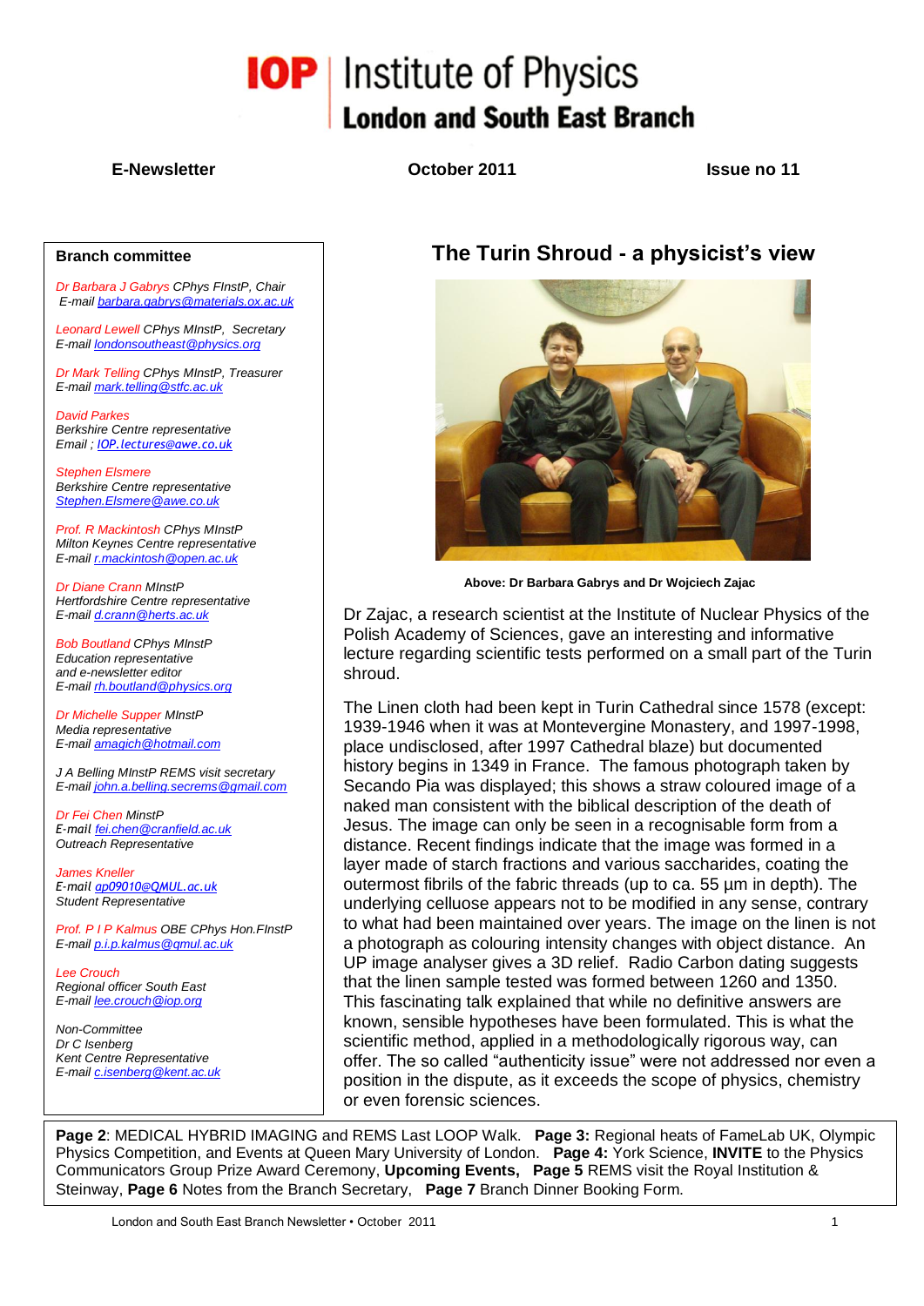# IOP | Institute of Physics
## London and South East Branch

**E-Newsletter** **October 2011** **Issue no 11**

## The Turin Shroud - a physicist's view

**Above: Dr Barbara Gabrys and Dr Wojciech Zajac**

Dr Zajac, a research scientist at the Institute of Nuclear Physics of the Polish Academy of Sciences, gave an interesting and informative lecture regarding scientific tests performed on a small part of the Turin shroud.

The Linen cloth had been kept in Turin Cathedral since 1578 (except: 1939-1946 when it was at Montevergine Monastery, and 1997-1998, place undisclosed, after 1997 Cathedral blaze) but documented history begins in 1349 in France. The famous photograph taken by Secando Pia was displayed; this shows a straw coloured image of a naked man consistent with the biblical description of the death of Jesus. The image can only be seen in a recognisable form from a distance. Recent findings indicate that the image was formed in a layer made of starch fractions and various saccharides, coating the outermost fibrils of the fabric threads (up to ca. 55 µm in depth). The underlying celluose appears not to be modified in any sense, contrary to what had been maintained over years. The image on the linen is not a photograph as colouring intensity changes with object distance. An UP image analyser gives a 3D relief. Radio Carbon dating suggests that the linen sample tested was formed between 1260 and 1350. This fascinating talk explained that while no definitive answers are known, sensible hypotheses have been formulated. This is what the scientific method, applied in a methodologically rigorous way, can offer. The so called "authenticity issue" were not addressed nor even a position in the dispute, as it exceeds the scope of physics, chemistry or even forensic sciences.

### Branch committee

*Dr Barbara J Gabrys* *CPhys FInstP, Chair*
*E-mail barbara.gabrys@materials.ox.ac.uk*

*Leonard Lewell* *CPhys MInstP, Secretary*
*E-mail londonsoutheast@physics.org*

*Dr Mark Telling* *CPhys MInstP, Treasurer*
*E-mail mark.telling@stfc.ac.uk*

*David Parkes*
*Berkshire Centre representative*
*Email ; IOP.lectures@awe.co.uk*

*Stephen Elsmere*
*Berkshire Centre representative*
*Stephen.Elsmere@awe.co.uk*

*Prof. R Mackintosh* *CPhys MInstP*
*Milton Keynes Centre representative*
*E-mail r.mackintosh@open.ac.uk*

*Dr Diane Crann* *MInstP*
*Hertfordshire Centre representative*
*E-mail d.crann@herts.ac.uk*

*Bob Boutland* *CPhys MInstP*
*Education representative*
*and e-newsletter editor*
*E-mail rh.boutland@physics.org*

*Dr Michelle Supper* *MInstP*
*Media representative*
*E-mail amagich@hotmail.com*

*J A Belling MInstP REMS visit secretary*
*E-mail john.a.belling.secrems@gmail.com*

*Dr Fei Chen* *MinstP*
*E-mail fei.chen@cranfield.ac.uk*
*Outreach Representative*

*James Kneller*
*E-mail ap09010@QMUL.ac.uk*
*Student Representative*

*Prof. P I P Kalmus* *OBE CPhys Hon.FInstP*
*E-mail p.i.p.kalmus@qmul.ac.uk*

*Lee Crouch*
*Regional officer South East*
*E-mail lee.crouch@iop.org*

*Non-Committee*
*Dr C Isenberg*
*Kent Centre Representative*
*E-mail c.isenberg@kent.ac.uk*

---

**Page 2**: MEDICAL HYBRID IMAGING and REMS Last LOOP Walk. **Page 3:** Regional heats of FameLab UK, Olympic Physics Competition, and Events at Queen Mary University of London. **Page 4:** York Science, **INVITE** to the Physics Communicators Group Prize Award Ceremony, **Upcoming Events, Page 5** REMS visit the Royal Institution & Steinway, **Page 6** Notes from the Branch Secretary, **Page 7** Branch Dinner Booking Form.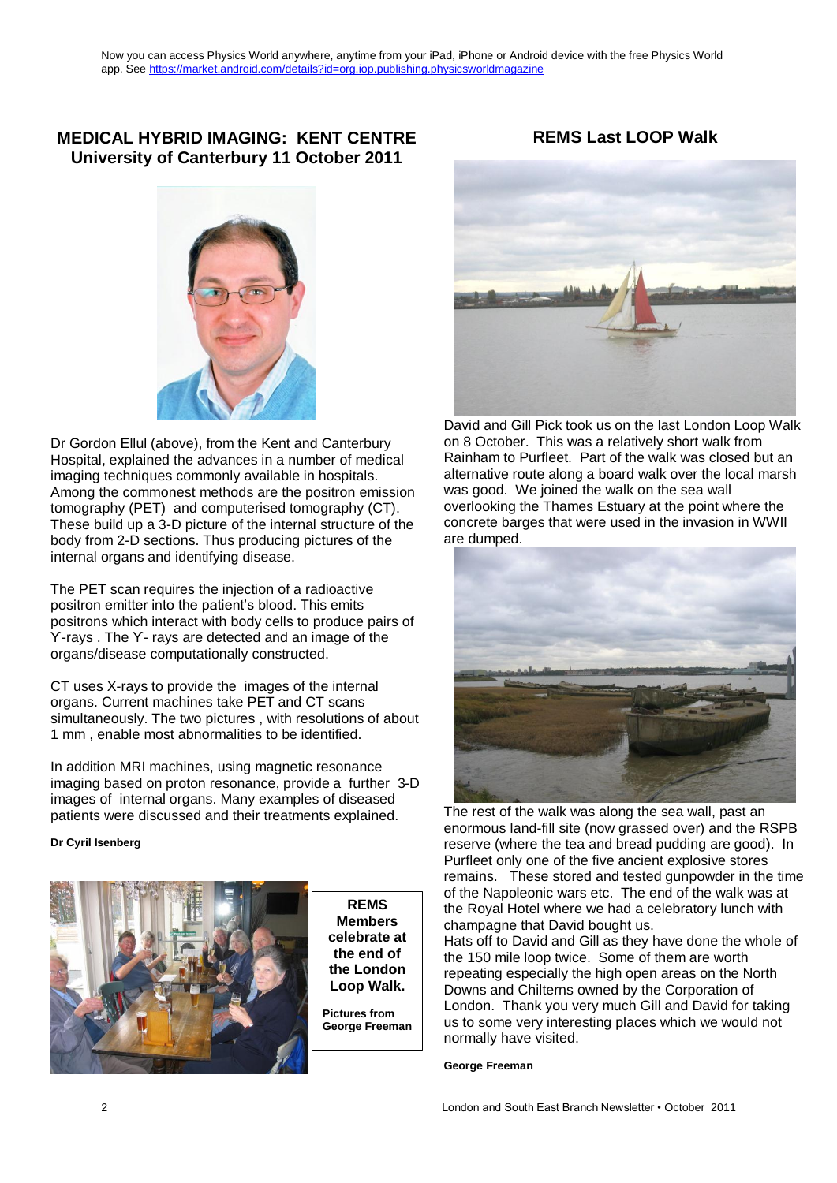Now you can access Physics World anywhere, anytime from your iPad, iPhone or Android device with the free Physics World app. See https://market.android.com/details?id=org.iop.publishing.physicsworldmagazine

## MEDICAL HYBRID IMAGING: KENT CENTRE University of Canterbury 11 October 2011

Dr Gordon Ellul (above), from the Kent and Canterbury Hospital, explained the advances in a number of medical imaging techniques commonly available in hospitals. Among the commonest methods are the positron emission tomography (PET) and computerised tomography (CT). These build up a 3-D picture of the internal structure of the body from 2-D sections. Thus producing pictures of the internal organs and identifying disease.

The PET scan requires the injection of a radioactive positron emitter into the patient's blood. This emits positrons which interact with body cells to produce pairs of ϒ-rays . The ϒ- rays are detected and an image of the organs/disease computationally constructed.

CT uses X-rays to provide the images of the internal organs. Current machines take PET and CT scans simultaneously. The two pictures , with resolutions of about 1 mm , enable most abnormalities to be identified.

In addition MRI machines, using magnetic resonance imaging based on proton resonance, provide a further 3-D images of internal organs. Many examples of diseased patients were discussed and their treatments explained.

**Dr Cyril Isenberg**

**REMS Members celebrate at the end of the London Loop Walk.**

**Pictures from George Freeman**

## REMS Last LOOP Walk

David and Gill Pick took us on the last London Loop Walk on 8 October. This was a relatively short walk from Rainham to Purfleet. Part of the walk was closed but an alternative route along a board walk over the local marsh was good. We joined the walk on the sea wall overlooking the Thames Estuary at the point where the concrete barges that were used in the invasion in WWII are dumped.

The rest of the walk was along the sea wall, past an enormous land-fill site (now grassed over) and the RSPB reserve (where the tea and bread pudding are good). In Purfleet only one of the five ancient explosive stores remains. These stored and tested gunpowder in the time of the Napoleonic wars etc. The end of the walk was at the Royal Hotel where we had a celebratory lunch with champagne that David bought us.

Hats off to David and Gill as they have done the whole of the 150 mile loop twice. Some of them are worth repeating especially the high open areas on the North Downs and Chilterns owned by the Corporation of London. Thank you very much Gill and David for taking us to some very interesting places which we would not normally have visited.

**George Freeman**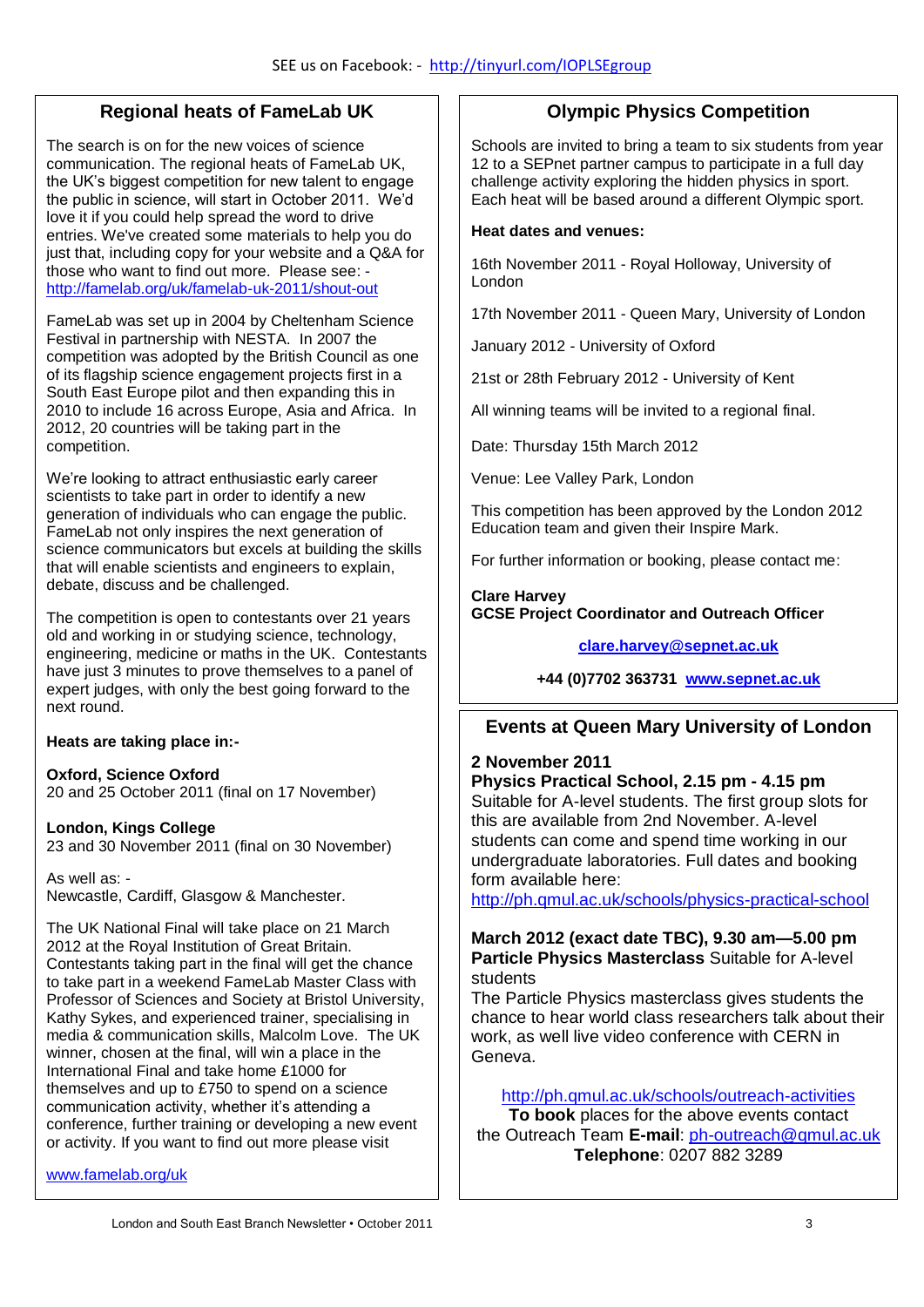SEE us on Facebook: - http://tinyurl.com/IOPLSEgroup

## Regional heats of FameLab UK

The search is on for the new voices of science communication. The regional heats of FameLab UK, the UK's biggest competition for new talent to engage the public in science, will start in October 2011. We'd love it if you could help spread the word to drive entries. We've created some materials to help you do just that, including copy for your website and a Q&A for those who want to find out more. Please see: - http://famelab.org/uk/famelab-uk-2011/shout-out

FameLab was set up in 2004 by Cheltenham Science Festival in partnership with NESTA. In 2007 the competition was adopted by the British Council as one of its flagship science engagement projects first in a South East Europe pilot and then expanding this in 2010 to include 16 across Europe, Asia and Africa. In 2012, 20 countries will be taking part in the competition.

We're looking to attract enthusiastic early career scientists to take part in order to identify a new generation of individuals who can engage the public. FameLab not only inspires the next generation of science communicators but excels at building the skills that will enable scientists and engineers to explain, debate, discuss and be challenged.

The competition is open to contestants over 21 years old and working in or studying science, technology, engineering, medicine or maths in the UK. Contestants have just 3 minutes to prove themselves to a panel of expert judges, with only the best going forward to the next round.

**Heats are taking place in:-**

**Oxford, Science Oxford**
20 and 25 October 2011 (final on 17 November)

**London, Kings College**
23 and 30 November 2011 (final on 30 November)

As well as: -
Newcastle, Cardiff, Glasgow & Manchester.

The UK National Final will take place on 21 March 2012 at the Royal Institution of Great Britain. Contestants taking part in the final will get the chance to take part in a weekend FameLab Master Class with Professor of Sciences and Society at Bristol University, Kathy Sykes, and experienced trainer, specialising in media & communication skills, Malcolm Love. The UK winner, chosen at the final, will win a place in the International Final and take home £1000 for themselves and up to £750 to spend on a science communication activity, whether it's attending a conference, further training or developing a new event or activity. If you want to find out more please visit

www.famelab.org/uk

## Olympic Physics Competition

Schools are invited to bring a team to six students from year 12 to a SEPnet partner campus to participate in a full day challenge activity exploring the hidden physics in sport. Each heat will be based around a different Olympic sport.

**Heat dates and venues:**

16th November 2011 - Royal Holloway, University of London

17th November 2011 - Queen Mary, University of London

January 2012 - University of Oxford

21st or 28th February 2012 - University of Kent

All winning teams will be invited to a regional final.

Date: Thursday 15th March 2012

Venue: Lee Valley Park, London

This competition has been approved by the London 2012 Education team and given their Inspire Mark.

For further information or booking, please contact me:

**Clare Harvey**
**GCSE Project Coordinator and Outreach Officer**

**clare.harvey@sepnet.ac.uk**

**+44 (0)7702 363731 www.sepnet.ac.uk**

## Events at Queen Mary University of London

**2 November 2011**
**Physics Practical School, 2.15 pm - 4.15 pm**
Suitable for A-level students. The first group slots for this are available from 2nd November. A-level students can come and spend time working in our undergraduate laboratories. Full dates and booking form available here:
http://ph.qmul.ac.uk/schools/physics-practical-school

**March 2012 (exact date TBC), 9.30 am—5.00 pm**
**Particle Physics Masterclass** Suitable for A-level students
The Particle Physics masterclass gives students the chance to hear world class researchers talk about their work, as well live video conference with CERN in Geneva.

http://ph.qmul.ac.uk/schools/outreach-activities
**To book** places for the above events contact the Outreach Team **E-mail**: ph-outreach@qmul.ac.uk
**Telephone**: 0207 882 3289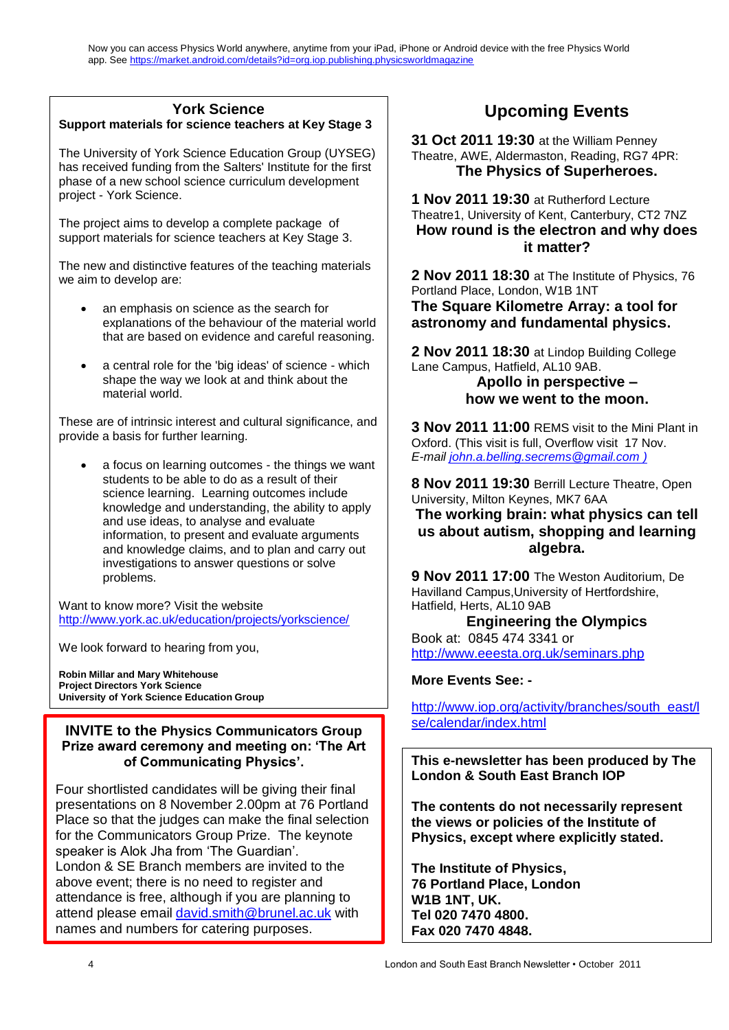Now you can access Physics World anywhere, anytime from your iPad, iPhone or Android device with the free Physics World app. See https://market.android.com/details?id=org.iop.publishing.physicsworldmagazine

## York Science

**Support materials for science teachers at Key Stage 3**

The University of York Science Education Group (UYSEG) has received funding from the Salters' Institute for the first phase of a new school science curriculum development project - York Science.

The project aims to develop a complete package of support materials for science teachers at Key Stage 3.

The new and distinctive features of the teaching materials we aim to develop are:

- an emphasis on science as the search for explanations of the behaviour of the material world that are based on evidence and careful reasoning.
- a central role for the 'big ideas' of science - which shape the way we look at and think about the material world.

These are of intrinsic interest and cultural significance, and provide a basis for further learning.

- a focus on learning outcomes - the things we want students to be able to do as a result of their science learning. Learning outcomes include knowledge and understanding, the ability to apply and use ideas, to analyse and evaluate information, to present and evaluate arguments and knowledge claims, and to plan and carry out investigations to answer questions or solve problems.

Want to know more? Visit the website http://www.york.ac.uk/education/projects/yorkscience/

We look forward to hearing from you,

**Robin Millar and Mary Whitehouse**
**Project Directors York Science**
**University of York Science Education Group**

### INVITE to the Physics Communicators Group Prize award ceremony and meeting on: 'The Art of Communicating Physics'.

Four shortlisted candidates will be giving their final presentations on 8 November 2.00pm at 76 Portland Place so that the judges can make the final selection for the Communicators Group Prize. The keynote speaker is Alok Jha from 'The Guardian'.
London & SE Branch members are invited to the above event; there is no need to register and attendance is free, although if you are planning to attend please email david.smith@brunel.ac.uk with names and numbers for catering purposes.

## Upcoming Events

**31 Oct 2011 19:30** at the William Penney Theatre, AWE, Aldermaston, Reading, RG7 4PR:
**The Physics of Superheroes.**

**1 Nov 2011 19:30** at Rutherford Lecture Theatre1, University of Kent, Canterbury, CT2 7NZ
**How round is the electron and why does it matter?**

**2 Nov 2011 18:30** at The Institute of Physics, 76 Portland Place, London, W1B 1NT
**The Square Kilometre Array: a tool for astronomy and fundamental physics.**

**2 Nov 2011 18:30** at Lindop Building College Lane Campus, Hatfield, AL10 9AB.
**Apollo in perspective – how we went to the moon.**

**3 Nov 2011 11:00** REMS visit to the Mini Plant in Oxford. (This visit is full, Overflow visit 17 Nov.
*E-mail john.a.belling.secrems@gmail.com )*

**8 Nov 2011 19:30** Berrill Lecture Theatre, Open University, Milton Keynes, MK7 6AA
**The working brain: what physics can tell us about autism, shopping and learning algebra.**

**9 Nov 2011 17:00** The Weston Auditorium, De Havilland Campus,University of Hertfordshire, Hatfield, Herts, AL10 9AB
**Engineering the Olympics**
Book at: 0845 474 3341 or
http://www.eeesta.org.uk/seminars.php

**More Events See: -**

http://www.iop.org/activity/branches/south_east/lse/calendar/index.html

**This e-newsletter has been produced by The London & South East Branch IOP**

**The contents do not necessarily represent the views or policies of the Institute of Physics, except where explicitly stated.**

**The Institute of Physics,**
**76 Portland Place, London**
**W1B 1NT, UK.**
**Tel 020 7470 4800.**
**Fax 020 7470 4848.**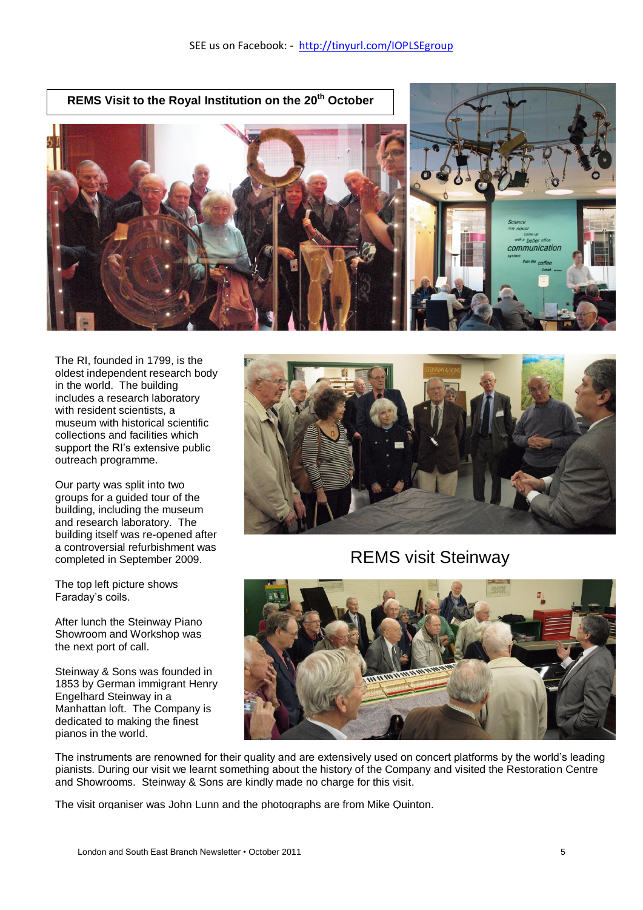SEE us on Facebook: - http://tinyurl.com/IOPLSEgroup

## REMS Visit to the Royal Institution on the 20th October

The RI, founded in 1799, is the oldest independent research body in the world. The building includes a research laboratory with resident scientists, a museum with historical scientific collections and facilities which support the RI's extensive public outreach programme.

Our party was split into two groups for a guided tour of the building, including the museum and research laboratory. The building itself was re-opened after a controversial refurbishment was completed in September 2009.

The top left picture shows Faraday's coils.

After lunch the Steinway Piano Showroom and Workshop was the next port of call.

## REMS visit Steinway

Steinway & Sons was founded in 1853 by German immigrant Henry Engelhard Steinway in a Manhattan loft. The Company is dedicated to making the finest pianos in the world.

The instruments are renowned for their quality and are extensively used on concert platforms by the world's leading pianists. During our visit we learnt something about the history of the Company and visited the Restoration Centre and Showrooms. Steinway & Sons are kindly made no charge for this visit.

The visit organiser was John Lunn and the photographs are from Mike Quinton.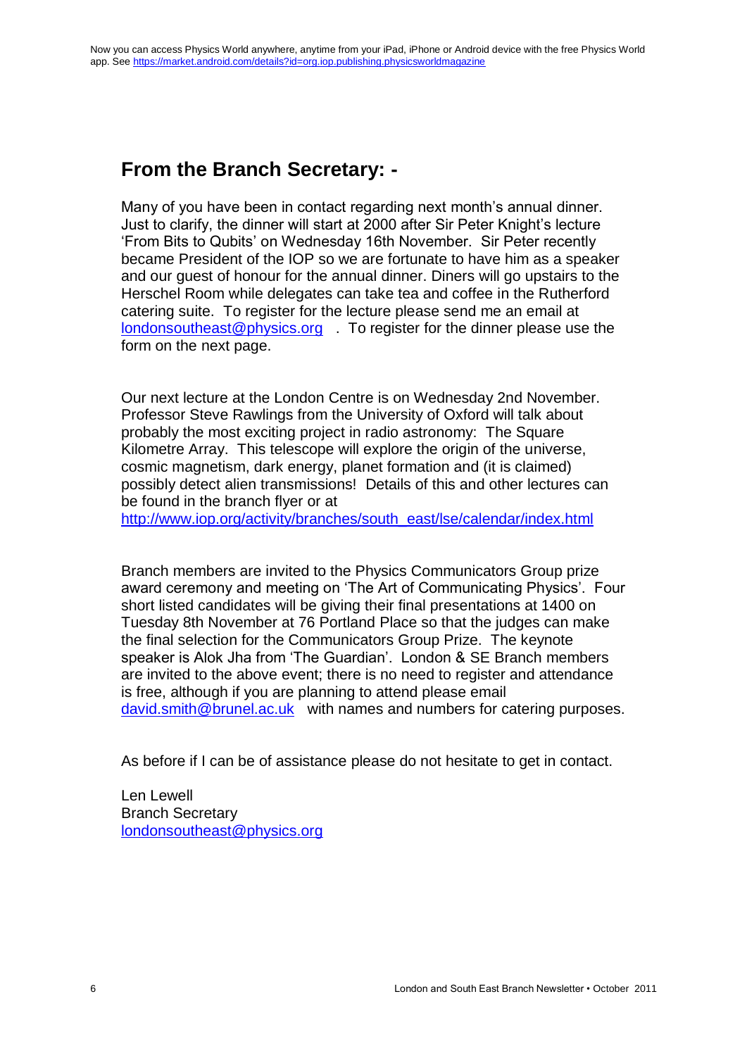Now you can access Physics World anywhere, anytime from your iPad, iPhone or Android device with the free Physics World app. See https://market.android.com/details?id=org.iop.publishing.physicsworldmagazine

## From the Branch Secretary: -

Many of you have been in contact regarding next month's annual dinner. Just to clarify, the dinner will start at 2000 after Sir Peter Knight's lecture 'From Bits to Qubits' on Wednesday 16th November. Sir Peter recently became President of the IOP so we are fortunate to have him as a speaker and our guest of honour for the annual dinner. Diners will go upstairs to the Herschel Room while delegates can take tea and coffee in the Rutherford catering suite. To register for the lecture please send me an email at londonsoutheast@physics.org . To register for the dinner please use the form on the next page.

Our next lecture at the London Centre is on Wednesday 2nd November. Professor Steve Rawlings from the University of Oxford will talk about probably the most exciting project in radio astronomy: The Square Kilometre Array. This telescope will explore the origin of the universe, cosmic magnetism, dark energy, planet formation and (it is claimed) possibly detect alien transmissions! Details of this and other lectures can be found in the branch flyer or at http://www.iop.org/activity/branches/south_east/lse/calendar/index.html

Branch members are invited to the Physics Communicators Group prize award ceremony and meeting on 'The Art of Communicating Physics'. Four short listed candidates will be giving their final presentations at 1400 on Tuesday 8th November at 76 Portland Place so that the judges can make the final selection for the Communicators Group Prize. The keynote speaker is Alok Jha from 'The Guardian'. London & SE Branch members are invited to the above event; there is no need to register and attendance is free, although if you are planning to attend please email david.smith@brunel.ac.uk with names and numbers for catering purposes.

As before if I can be of assistance please do not hesitate to get in contact.

Len Lewell
Branch Secretary
londonsoutheast@physics.org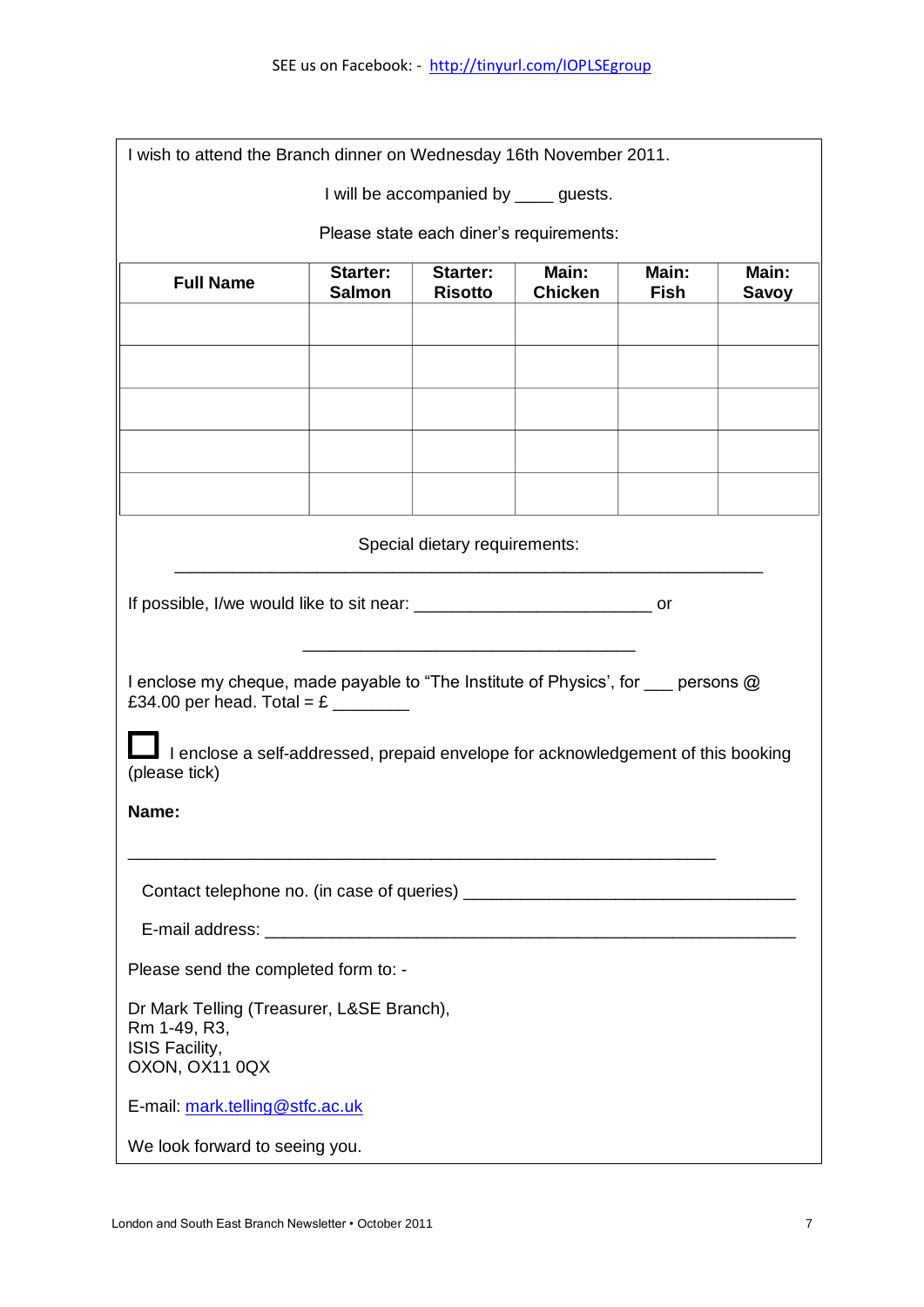SEE us on Facebook: - http://tinyurl.com/IOPLSEgroup

I wish to attend the Branch dinner on Wednesday 16th November 2011.

I will be accompanied by ____ guests.

Please state each diner's requirements:

| **Full Name** | **Starter: Salmon** | **Starter: Risotto** | **Main: Chicken** | **Main: Fish** | **Main: Savoy** |
|---|---|---|---|---|---|
| | | | | | |
| | | | | | |
| | | | | | |
| | | | | | |
| | | | | | |

Special dietary requirements:

______________________________________________________________

If possible, I/we would like to sit near: _________________________ or

___________________________________

I enclose my cheque, made payable to "The Institute of Physics', for ___ persons @ £34.00 per head. Total = £ ________

☐ I enclose a self-addressed, prepaid envelope for acknowledgement of this booking (please tick)

**Name:**

______________________________________________________________

Contact telephone no. (in case of queries) ___________________________________

E-mail address: ________________________________________________________

Please send the completed form to: -

Dr Mark Telling (Treasurer, L&SE Branch),
Rm 1-49, R3,
ISIS Facility,
OXON, OX11 0QX

E-mail: mark.telling@stfc.ac.uk

We look forward to seeing you.